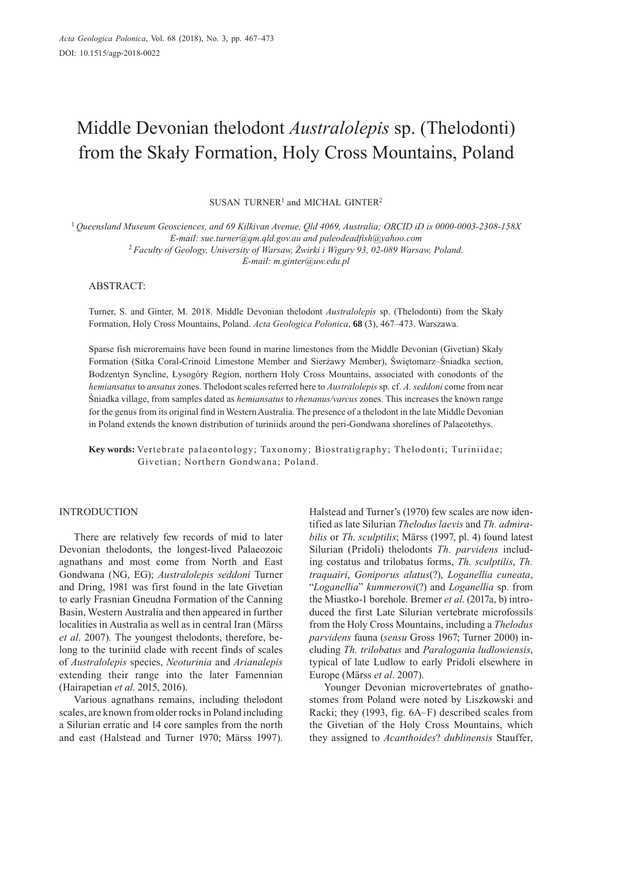# Middle Devonian thelodont *Australolepis* sp. (Thelodonti) from the Skały Formation, Holy Cross Mountains, Poland

SUSAN TURNER[1] and MICHAŁ GINTER[2]

[1] *Queensland Museum Geosciences, and 69 Kilkivan Avenue, Qld 4069, Australia; ORCID iD is 0000-0003-2308-158X E-mail: sue.turner@qm.qld.gov.au and paleodeadfish@yahoo.com*
[2] *Faculty of Geology, University of Warsaw, Żwirki i Wigury 93, 02-089 Warsaw, Poland. E-mail: m.ginter@uw.edu.pl*

## ABSTRACT:

Turner, S. and Ginter, M. 2018. Middle Devonian thelodont *Australolepis* sp. (Thelodonti) from the Skały Formation, Holy Cross Mountains, Poland. *Acta Geologica Polonica*, **68** (3), 467–473. Warszawa.

Sparse fish microremains have been found in marine limestones from the Middle Devonian (Givetian) Skały Formation (Sitka Coral-Crinoid Limestone Member and Sierżawy Member), Świętomarz–Śniadka section, Bodzentyn Syncline, Łysogóry Region, northern Holy Cross Mountains, associated with conodonts of the *hemiansatus* to *ansatus* zones. Thelodont scales referred here to *Australolepis* sp. cf. *A. seddoni* come from near Śniadka village, from samples dated as *hemiansatus* to *rhenanus/varcus* zones. This increases the known range for the genus from its original find in Western Australia. The presence of a thelodont in the late Middle Devonian in Poland extends the known distribution of turiniids around the peri-Gondwana shorelines of Palaeotethys.

**Key words:** Vertebrate palaeontology; Taxonomy; Biostratigraphy; Thelodonti; Turiniidae; Givetian; Northern Gondwana; Poland.

## INTRODUCTION

There are relatively few records of mid to later Devonian thelodonts, the longest-lived Palaeozoic agnathans and most come from North and East Gondwana (NG, EG); *Australolepis seddoni* Turner and Dring, 1981 was first found in the late Givetian to early Frasnian Gneudna Formation of the Canning Basin, Western Australia and then appeared in further localities in Australia as well as in central Iran (Märss *et al*. 2007). The youngest thelodonts, therefore, belong to the turiniid clade with recent finds of scales of *Australolepis* species, *Neoturinia* and *Arianalepis* extending their range into the later Famennian (Hairapetian *et al*. 2015, 2016).

Various agnathans remains, including thelodont scales, are known from older rocks in Poland including a Silurian erratic and 14 core samples from the north and east (Halstead and Turner 1970; Märss 1997). Halstead and Turner's (1970) few scales are now identified as late Silurian *Thelodus laevis* and *Th. admirabilis* or *Th. sculptilis*; Märss (1997, pl. 4) found latest Silurian (Pridoli) thelodonts *Th. parvidens* including costatus and trilobatus forms, *Th. sculptilis*, *Th. traquairi*, *Goniporus alatus*(?), *Loganellia cuneata*, "*Loganellia*" *kummerowi*(?) and *Loganellia* sp. from the Miastko-1 borehole. Bremer *et al*. (2017a, b) introduced the first Late Silurian vertebrate microfossils from the Holy Cross Mountains, including a *Thelodus parvidens* fauna (*sensu* Gross 1967; Turner 2000) including *Th. trilobatus* and *Paralogania ludlowiensis*, typical of late Ludlow to early Pridoli elsewhere in Europe (Märss *et al*. 2007).

Younger Devonian microvertebrates of gnathostomes from Poland were noted by Liszkowski and Racki; they (1993, fig. 6A–F) described scales from the Givetian of the Holy Cross Mountains, which they assigned to *Acanthoides*? *dublinensis* Stauffer,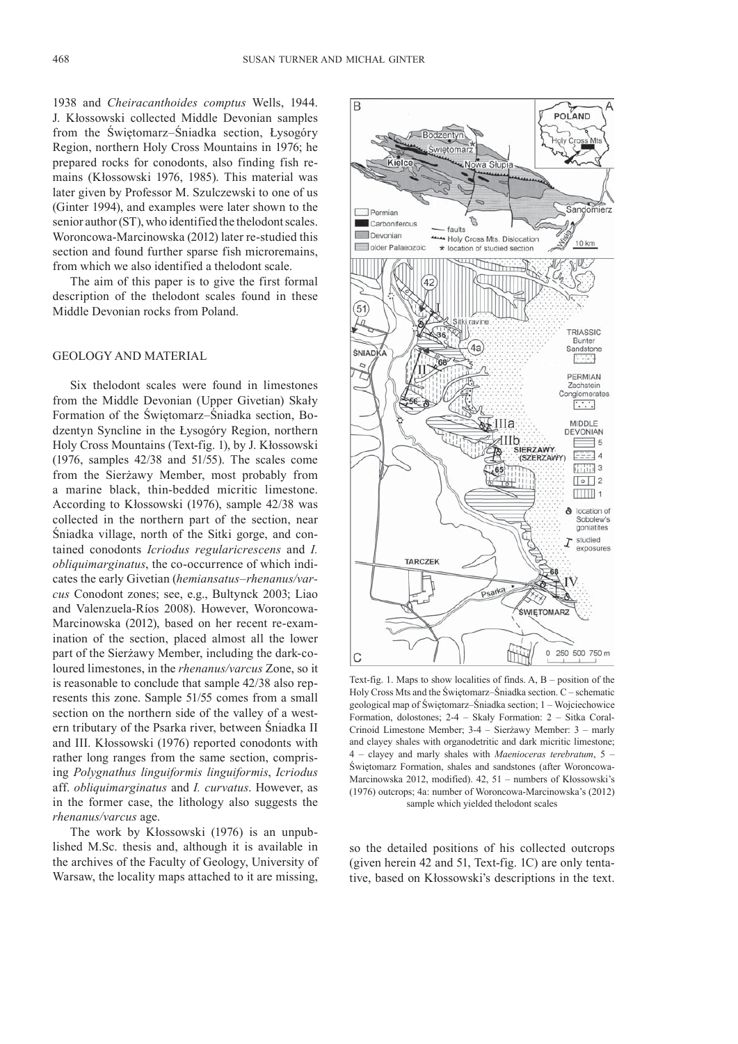1938 and *Cheiracanthoides comptus* Wells, 1944. J. Kłossowski collected Middle Devonian samples from the Świętomarz–Śniadka section, Łysogóry Region, northern Holy Cross Mountains in 1976; he prepared rocks for conodonts, also finding fish remains (Kłossowski 1976, 1985). This material was later given by Professor M. Szulczewski to one of us (Ginter 1994), and examples were later shown to the senior author (ST), who identified the thelodont scales. Woroncowa-Marcinowska (2012) later re-studied this section and found further sparse fish microremains, from which we also identified a thelodont scale.

The aim of this paper is to give the first formal description of the thelodont scales found in these Middle Devonian rocks from Poland.

## GEOLOGY AND MATERIAL

Six thelodont scales were found in limestones from the Middle Devonian (Upper Givetian) Skały Formation of the Świętomarz–Śniadka section, Bodzentyn Syncline in the Łysogóry Region, northern Holy Cross Mountains (Text-fig. 1), by J. Kłossowski (1976, samples 42/38 and 51/55). The scales come from the Sierżawy Member, most probably from a marine black, thin-bedded micritic limestone. According to Kłossowski (1976), sample 42/38 was collected in the northern part of the section, near Śniadka village, north of the Sitki gorge, and contained conodonts *Icriodus regularicrescens* and *I. obliquimarginatus*, the co-occurrence of which indicates the early Givetian (*hemiansatus–rhenanus/varcus* Conodont zones; see, e.g., Bultynck 2003; Liao and Valenzuela-Ríos 2008). However, Woroncowa-Marcinowska (2012), based on her recent re-examination of the section, placed almost all the lower part of the Sierżawy Member, including the dark-coloured limestones, in the *rhenanus/varcus* Zone, so it is reasonable to conclude that sample 42/38 also represents this zone. Sample 51/55 comes from a small section on the northern side of the valley of a western tributary of the Psarka river, between Śniadka II and III. Kłossowski (1976) reported conodonts with rather long ranges from the same section, comprising *Polygnathus linguiformis linguiformis*, *Icriodus* aff. *obliquimarginatus* and *I. curvatus*. However, as in the former case, the lithology also suggests the *rhenanus/varcus* age.

The work by Kłossowski (1976) is an unpublished M.Sc. thesis and, although it is available in the archives of the Faculty of Geology, University of Warsaw, the locality maps attached to it are missing, so the detailed positions of his collected outcrops (given herein 42 and 51, Text-fig. 1C) are only tentative, based on Kłossowski's descriptions in the text.

Text-fig. 1. Maps to show localities of finds. A, B – position of the Holy Cross Mts and the Świętomarz–Śniadka section. C – schematic geological map of Świętomarz–Śniadka section; 1 – Wojciechowice Formation, dolostones; 2-4 – Skały Formation: 2 – Sitka Coral-Crinoid Limestone Member; 3-4 – Sierżawy Member: 3 – marly and clayey shales with organodetritic and dark micritic limestone; 4 – clayey and marly shales with *Maenioceras terebratum*, 5 – Świętomarz Formation, shales and sandstones (after Woroncowa-Marcinowska 2012, modified). 42, 51 – numbers of Kłossowski's (1976) outcrops; 4a: number of Woroncowa-Marcinowska's (2012) sample which yielded thelodont scales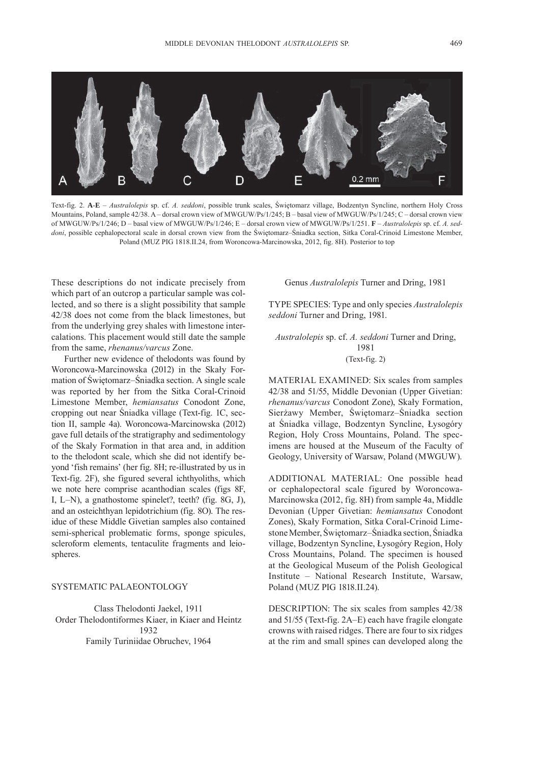Text-fig. 2. **A-E** – *Australolepis* sp. cf. *A. seddoni*, possible trunk scales, Świętomarz village, Bodzentyn Syncline, northern Holy Cross Mountains, Poland, sample 42/38. A – dorsal crown view of MWGUW/Ps/1/245; B – basal view of MWGUW/Ps/1/245; C – dorsal crown view of MWGUW/Ps/1/246; D – basal view of MWGUW/Ps/1/246; E – dorsal crown view of MWGUW/Ps/1/251. **F** – *Australolepis* sp. cf. *A. seddoni*, possible cephalopectoral scale in dorsal crown view from the Świętomarz–Śniadka section, Sitka Coral-Crinoid Limestone Member, Poland (MUZ PIG 1818.II.24, from Woroncowa-Marcinowska, 2012, fig. 8H). Posterior to top

These descriptions do not indicate precisely from which part of an outcrop a particular sample was collected, and so there is a slight possibility that sample 42/38 does not come from the black limestones, but from the underlying grey shales with limestone intercalations. This placement would still date the sample from the same, *rhenanus/varcus* Zone.

Further new evidence of thelodonts was found by Woroncowa-Marcinowska (2012) in the Skały Formation of Świętomarz–Śniadka section. A single scale was reported by her from the Sitka Coral-Crinoid Limestone Member, *hemiansatus* Conodont Zone, cropping out near Śniadka village (Text-fig. 1C, section II, sample 4a). Woroncowa-Marcinowska (2012) gave full details of the stratigraphy and sedimentology of the Skały Formation in that area and, in addition to the thelodont scale, which she did not identify beyond 'fish remains' (her fig. 8H; re-illustrated by us in Text-fig. 2F), she figured several ichthyoliths, which we note here comprise acanthodian scales (figs 8F, I, L–N), a gnathostome spinelet?, teeth? (fig. 8G, J), and an osteichthyan lepidotrichium (fig. 8O). The residue of these Middle Givetian samples also contained semi-spherical problematic forms, sponge spicules, scleroform elements, tentaculite fragments and leiospheres.

## SYSTEMATIC PALAEONTOLOGY

Class Thelodonti Jaekel, 1911
Order Thelodontiformes Kiaer, in Kiaer and Heintz 1932
Family Turiniidae Obruchev, 1964

Genus *Australolepis* Turner and Dring, 1981

TYPE SPECIES: Type and only species *Australolepis seddoni* Turner and Dring, 1981.

*Australolepis* sp. cf. *A. seddoni* Turner and Dring, 1981
(Text-fig. 2)

MATERIAL EXAMINED: Six scales from samples 42/38 and 51/55, Middle Devonian (Upper Givetian: *rhenanus/varcus* Conodont Zone), Skały Formation, Sierżawy Member, Świętomarz–Śniadka section at Śniadka village, Bodzentyn Syncline, Łysogóry Region, Holy Cross Mountains, Poland. The specimens are housed at the Museum of the Faculty of Geology, University of Warsaw, Poland (MWGUW).

ADDITIONAL MATERIAL: One possible head or cephalopectoral scale figured by Woroncowa-Marcinowska (2012, fig. 8H) from sample 4a, Middle Devonian (Upper Givetian: *hemiansatus* Conodont Zones), Skały Formation, Sitka Coral-Crinoid Limestone Member, Świętomarz–Śniadka section, Śniadka village, Bodzentyn Syncline, Łysogóry Region, Holy Cross Mountains, Poland. The specimen is housed at the Geological Museum of the Polish Geological Institute – National Research Institute, Warsaw, Poland (MUZ PIG 1818.II.24).

DESCRIPTION: The six scales from samples 42/38 and 51/55 (Text-fig. 2A–E) each have fragile elongate crowns with raised ridges. There are four to six ridges at the rim and small spines can developed along the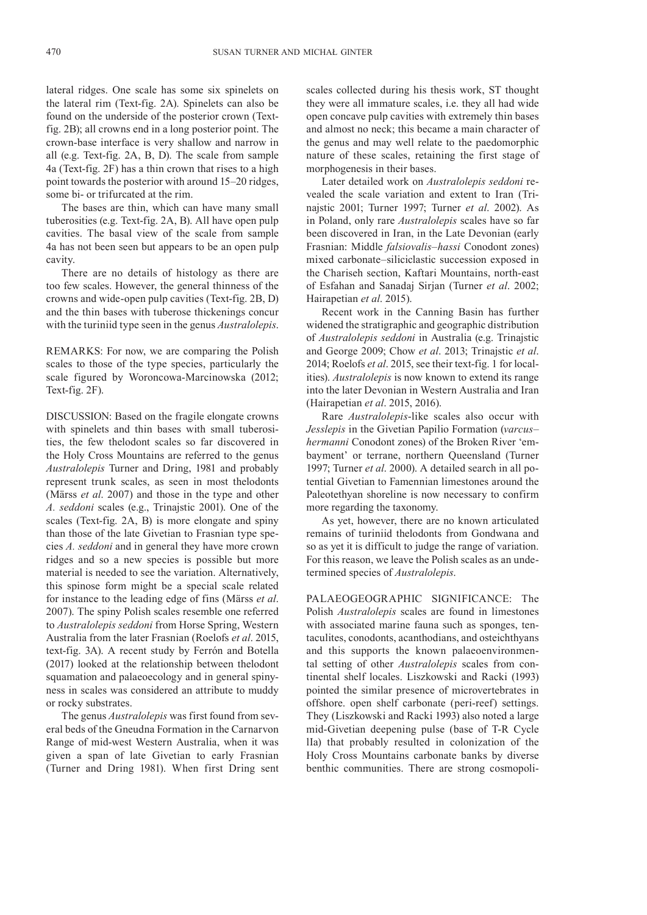lateral ridges. One scale has some six spinelets on the lateral rim (Text-fig. 2A). Spinelets can also be found on the underside of the posterior crown (Text-fig. 2B); all crowns end in a long posterior point. The crown-base interface is very shallow and narrow in all (e.g. Text-fig. 2A, B, D). The scale from sample 4a (Text-fig. 2F) has a thin crown that rises to a high point towards the posterior with around 15–20 ridges, some bi- or trifurcated at the rim.

The bases are thin, which can have many small tuberosities (e.g. Text-fig. 2A, B). All have open pulp cavities. The basal view of the scale from sample 4a has not been seen but appears to be an open pulp cavity.

There are no details of histology as there are too few scales. However, the general thinness of the crowns and wide-open pulp cavities (Text-fig. 2B, D) and the thin bases with tuberose thickenings concur with the turiniid type seen in the genus *Australolepis*.

REMARKS: For now, we are comparing the Polish scales to those of the type species, particularly the scale figured by Woroncowa-Marcinowska (2012; Text-fig. 2F).

DISCUSSION: Based on the fragile elongate crowns with spinelets and thin bases with small tuberosities, the few thelodont scales so far discovered in the Holy Cross Mountains are referred to the genus *Australolepis* Turner and Dring, 1981 and probably represent trunk scales, as seen in most thelodonts (Märss *et al*. 2007) and those in the type and other *A. seddoni* scales (e.g., Trinajstic 2001). One of the scales (Text-fig. 2A, B) is more elongate and spiny than those of the late Givetian to Frasnian type species *A. seddoni* and in general they have more crown ridges and so a new species is possible but more material is needed to see the variation. Alternatively, this spinose form might be a special scale related for instance to the leading edge of fins (Märss *et al*. 2007). The spiny Polish scales resemble one referred to *Australolepis seddoni* from Horse Spring, Western Australia from the later Frasnian (Roelofs *et al*. 2015, text-fig. 3A). A recent study by Ferrón and Botella (2017) looked at the relationship between thelodont squamation and palaeoecology and in general spinyness in scales was considered an attribute to muddy or rocky substrates.

The genus *Australolepis* was first found from several beds of the Gneudna Formation in the Carnarvon Range of mid-west Western Australia, when it was given a span of late Givetian to early Frasnian (Turner and Dring 1981). When first Dring sent scales collected during his thesis work, ST thought they were all immature scales, i.e. they all had wide open concave pulp cavities with extremely thin bases and almost no neck; this became a main character of the genus and may well relate to the paedomorphic nature of these scales, retaining the first stage of morphogenesis in their bases.

Later detailed work on *Australolepis seddoni* revealed the scale variation and extent to Iran (Trinajstic 2001; Turner 1997; Turner *et al*. 2002). As in Poland, only rare *Australolepis* scales have so far been discovered in Iran, in the Late Devonian (early Frasnian: Middle *falsiovalis–hassi* Conodont zones) mixed carbonate–siliciclastic succession exposed in the Chariseh section, Kaftari Mountains, north-east of Esfahan and Sanadaj Sirjan (Turner *et al*. 2002; Hairapetian *et al*. 2015).

Recent work in the Canning Basin has further widened the stratigraphic and geographic distribution of *Australolepis seddoni* in Australia (e.g. Trinajstic and George 2009; Chow *et al*. 2013; Trinajstic *et al*. 2014; Roelofs *et al*. 2015, see their text-fig. 1 for localities). *Australolepis* is now known to extend its range into the later Devonian in Western Australia and Iran (Hairapetian *et al*. 2015, 2016).

Rare *Australolepis*-like scales also occur with *Jesslepis* in the Givetian Papilio Formation (*varcus–hermanni* Conodont zones) of the Broken River 'embayment' or terrane, northern Queensland (Turner 1997; Turner *et al*. 2000). A detailed search in all potential Givetian to Famennian limestones around the Paleotethyan shoreline is now necessary to confirm more regarding the taxonomy.

As yet, however, there are no known articulated remains of turiniid thelodonts from Gondwana and so as yet it is difficult to judge the range of variation. For this reason, we leave the Polish scales as an undetermined species of *Australolepis*.

PALAEOGEOGRAPHIC SIGNIFICANCE: The Polish *Australolepis* scales are found in limestones with associated marine fauna such as sponges, tentaculites, conodonts, acanthodians, and osteichthyans and this supports the known palaeoenvironmental setting of other *Australolepis* scales from continental shelf locales. Liszkowski and Racki (1993) pointed the similar presence of microvertebrates in offshore. open shelf carbonate (peri-reef) settings. They (Liszkowski and Racki 1993) also noted a large mid-Givetian deepening pulse (base of T-R Cycle IIa) that probably resulted in colonization of the Holy Cross Mountains carbonate banks by diverse benthic communities. There are strong cosmopoli-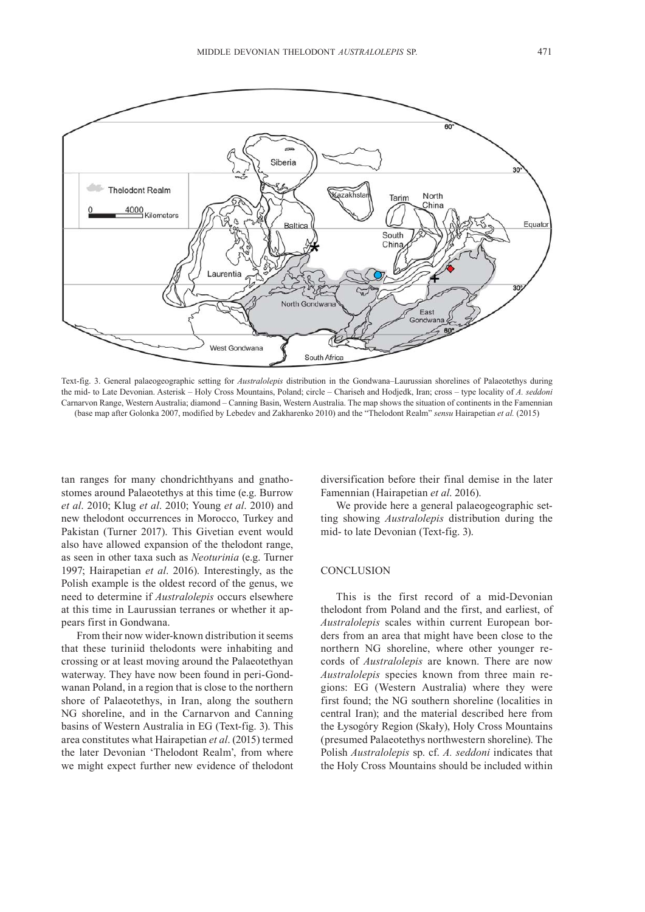Text-fig. 3. General palaeogeographic setting for *Australolepis* distribution in the Gondwana–Laurussian shorelines of Palaeotethys during the mid- to Late Devonian. Asterisk – Holy Cross Mountains, Poland; circle – Chariseh and Hodjedk, Iran; cross – type locality of *A. seddoni* Carnarvon Range, Western Australia; diamond – Canning Basin, Western Australia. The map shows the situation of continents in the Famennian (base map after Golonka 2007, modified by Lebedev and Zakharenko 2010) and the "Thelodont Realm" *sensu* Hairapetian *et al.* (2015)

tan ranges for many chondrichthyans and gnathostomes around Palaeotethys at this time (e.g. Burrow *et al*. 2010; Klug *et al*. 2010; Young *et al*. 2010) and new thelodont occurrences in Morocco, Turkey and Pakistan (Turner 2017). This Givetian event would also have allowed expansion of the thelodont range, as seen in other taxa such as *Neoturinia* (e.g. Turner 1997; Hairapetian *et al*. 2016). Interestingly, as the Polish example is the oldest record of the genus, we need to determine if *Australolepis* occurs elsewhere at this time in Laurussian terranes or whether it appears first in Gondwana.

From their now wider-known distribution it seems that these turiniid thelodonts were inhabiting and crossing or at least moving around the Palaeotethyan waterway. They have now been found in peri-Gondwanan Poland, in a region that is close to the northern shore of Palaeotethys, in Iran, along the southern NG shoreline, and in the Carnarvon and Canning basins of Western Australia in EG (Text-fig. 3). This area constitutes what Hairapetian *et al*. (2015) termed the later Devonian 'Thelodont Realm', from where we might expect further new evidence of thelodont diversification before their final demise in the later Famennian (Hairapetian *et al*. 2016).

We provide here a general palaeogeographic setting showing *Australolepis* distribution during the mid- to late Devonian (Text-fig. 3).

## CONCLUSION

This is the first record of a mid-Devonian thelodont from Poland and the first, and earliest, of *Australolepis* scales within current European borders from an area that might have been close to the northern NG shoreline, where other younger records of *Australolepis* are known. There are now *Australolepis* species known from three main regions: EG (Western Australia) where they were first found; the NG southern shoreline (localities in central Iran); and the material described here from the Łysogóry Region (Skały), Holy Cross Mountains (presumed Palaeotethys northwestern shoreline). The Polish *Australolepis* sp. cf. *A. seddoni* indicates that the Holy Cross Mountains should be included within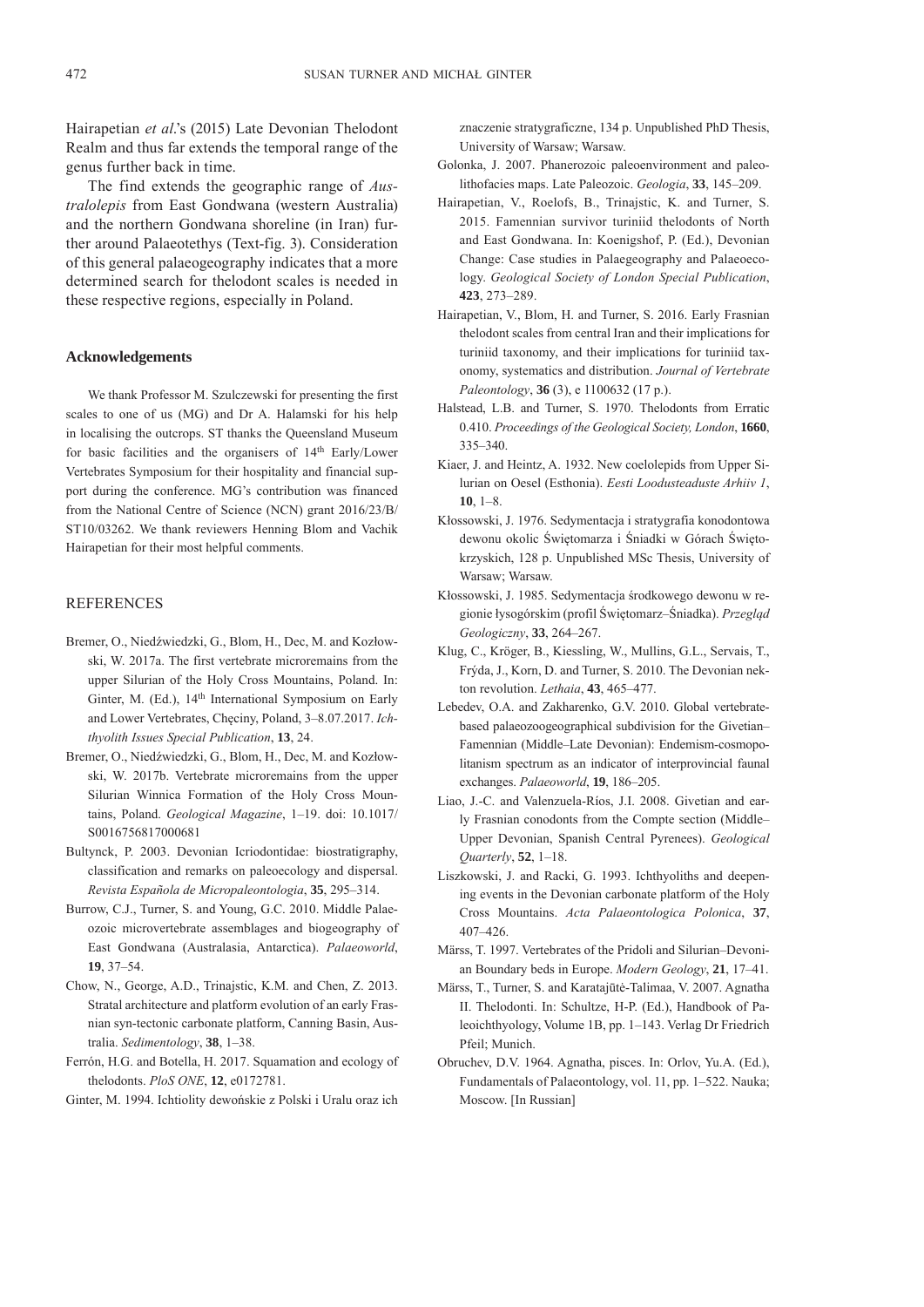Hairapetian *et al*.'s (2015) Late Devonian Thelodont Realm and thus far extends the temporal range of the genus further back in time.

The find extends the geographic range of *Australolepis* from East Gondwana (western Australia) and the northern Gondwana shoreline (in Iran) further around Palaeotethys (Text-fig. 3). Consideration of this general palaeogeography indicates that a more determined search for thelodont scales is needed in these respective regions, especially in Poland.

## Acknowledgements

We thank Professor M. Szulczewski for presenting the first scales to one of us (MG) and Dr A. Halamski for his help in localising the outcrops. ST thanks the Queensland Museum for basic facilities and the organisers of 14th Early/Lower Vertebrates Symposium for their hospitality and financial support during the conference. MG's contribution was financed from the National Centre of Science (NCN) grant 2016/23/B/ST10/03262. We thank reviewers Henning Blom and Vachik Hairapetian for their most helpful comments.

## REFERENCES

Bremer, O., Niedźwiedzki, G., Blom, H., Dec, M. and Kozłowski, W. 2017a. The first vertebrate microremains from the upper Silurian of the Holy Cross Mountains, Poland. In: Ginter, M. (Ed.), 14th International Symposium on Early and Lower Vertebrates, Chęciny, Poland, 3–8.07.2017. *Ichthyolith Issues Special Publication*, **13**, 24.

Bremer, O., Niedźwiedzki, G., Blom, H., Dec, M. and Kozłowski, W. 2017b. Vertebrate microremains from the upper Silurian Winnica Formation of the Holy Cross Mountains, Poland. *Geological Magazine*, 1–19. doi: 10.1017/S0016756817000681

Bultynck, P. 2003. Devonian Icriodontidae: biostratigraphy, classification and remarks on paleoecology and dispersal. *Revista Española de Micropaleontologia*, **35**, 295–314.

Burrow, C.J., Turner, S. and Young, G.C. 2010. Middle Palaeozoic microvertebrate assemblages and biogeography of East Gondwana (Australasia, Antarctica). *Palaeoworld*, **19**, 37–54.

Chow, N., George, A.D., Trinajstic, K.M. and Chen, Z. 2013. Stratal architecture and platform evolution of an early Frasnian syn-tectonic carbonate platform, Canning Basin, Australia. *Sedimentology*, **38**, 1–38.

Ferrón, H.G. and Botella, H. 2017. Squamation and ecology of thelodonts. *PloS ONE*, **12**, e0172781.

Ginter, M. 1994. Ichtiolity dewońskie z Polski i Uralu oraz ich znaczenie stratygraficzne, 134 p. Unpublished PhD Thesis, University of Warsaw; Warsaw.

Golonka, J. 2007. Phanerozoic paleoenvironment and paleolithofacies maps. Late Paleozoic. *Geologia*, **33**, 145–209.

Hairapetian, V., Roelofs, B., Trinajstic, K. and Turner, S. 2015. Famennian survivor turiniid thelodonts of North and East Gondwana. In: Koenigshof, P. (Ed.), Devonian Change: Case studies in Palaegeography and Palaeoecology. *Geological Society of London Special Publication*, **423**, 273–289.

Hairapetian, V., Blom, H. and Turner, S. 2016. Early Frasnian thelodont scales from central Iran and their implications for turiniid taxonomy, and their implications for turiniid taxonomy, systematics and distribution. *Journal of Vertebrate Paleontology*, **36** (3), e 1100632 (17 p.).

Halstead, L.B. and Turner, S. 1970. Thelodonts from Erratic 0.410. *Proceedings of the Geological Society, London*, **1660**, 335–340.

Kiaer, J. and Heintz, A. 1932. New coelolepids from Upper Silurian on Oesel (Esthonia). *Eesti Loodusteaduste Arhiiv 1*, **10**, 1–8.

Kłossowski, J. 1976. Sedymentacja i stratygrafia konodontowa dewonu okolic Świętomarza i Śniadki w Górach Świętokrzyskich, 128 p. Unpublished MSc Thesis, University of Warsaw; Warsaw.

Kłossowski, J. 1985. Sedymentacja środkowego dewonu w regionie łysogórskim (profil Świętomarz–Śniadka). *Przegląd Geologiczny*, **33**, 264–267.

Klug, C., Kröger, B., Kiessling, W., Mullins, G.L., Servais, T., Frýda, J., Korn, D. and Turner, S. 2010. The Devonian nekton revolution. *Lethaia*, **43**, 465–477.

Lebedev, O.A. and Zakharenko, G.V. 2010. Global vertebrate-based palaeozoogeographical subdivision for the Givetian–Famennian (Middle–Late Devonian): Endemism-cosmopolitanism spectrum as an indicator of interprovincial faunal exchanges. *Palaeoworld*, **19**, 186–205.

Liao, J.-C. and Valenzuela-Ríos, J.I. 2008. Givetian and early Frasnian conodonts from the Compte section (Middle–Upper Devonian, Spanish Central Pyrenees). *Geological Quarterly*, **52**, 1–18.

Liszkowski, J. and Racki, G. 1993. Ichthyoliths and deepening events in the Devonian carbonate platform of the Holy Cross Mountains. *Acta Palaeontologica Polonica*, **37**, 407–426.

Märss, T. 1997. Vertebrates of the Pridoli and Silurian–Devonian Boundary beds in Europe. *Modern Geology*, **21**, 17–41.

Märss, T., Turner, S. and Karatajūtė-Talimaa, V. 2007. Agnatha II. Thelodonti. In: Schultze, H-P. (Ed.), Handbook of Paleoichthyology, Volume 1B, pp. 1–143. Verlag Dr Friedrich Pfeil; Munich.

Obruchev, D.V. 1964. Agnatha, pisces. In: Orlov, Yu.A. (Ed.), Fundamentals of Palaeontology, vol. 11, pp. 1–522. Nauka; Moscow. [In Russian]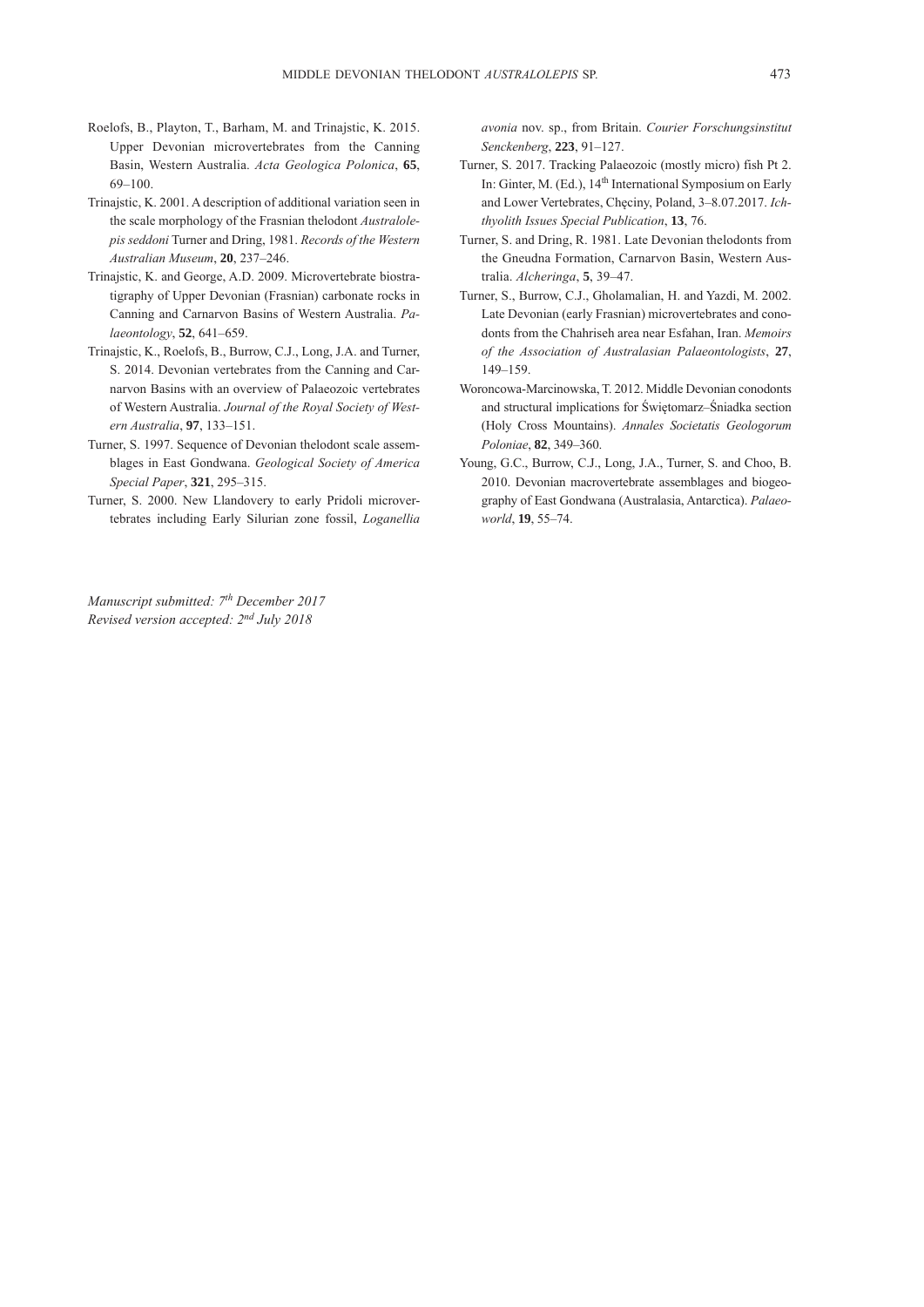Roelofs, B., Playton, T., Barham, M. and Trinajstic, K. 2015. Upper Devonian microvertebrates from the Canning Basin, Western Australia. *Acta Geologica Polonica*, **65**, 69–100.

Trinajstic, K. 2001. A description of additional variation seen in the scale morphology of the Frasnian thelodont *Australolepis seddoni* Turner and Dring, 1981. *Records of the Western Australian Museum*, **20**, 237–246.

Trinajstic, K. and George, A.D. 2009. Microvertebrate biostratigraphy of Upper Devonian (Frasnian) carbonate rocks in Canning and Carnarvon Basins of Western Australia. *Palaeontology*, **52**, 641–659.

Trinajstic, K., Roelofs, B., Burrow, C.J., Long, J.A. and Turner, S. 2014. Devonian vertebrates from the Canning and Carnarvon Basins with an overview of Palaeozoic vertebrates of Western Australia. *Journal of the Royal Society of Western Australia*, **97**, 133–151.

Turner, S. 1997. Sequence of Devonian thelodont scale assemblages in East Gondwana. *Geological Society of America Special Paper*, **321**, 295–315.

Turner, S. 2000. New Llandovery to early Pridoli microvertebrates including Early Silurian zone fossil, *Loganellia avonia* nov. sp., from Britain. *Courier Forschungsinstitut Senckenberg*, **223**, 91–127.

Turner, S. 2017. Tracking Palaeozoic (mostly micro) fish Pt 2. In: Ginter, M. (Ed.), 14th International Symposium on Early and Lower Vertebrates, Chęciny, Poland, 3–8.07.2017. *Ichthyolith Issues Special Publication*, **13**, 76.

Turner, S. and Dring, R. 1981. Late Devonian thelodonts from the Gneudna Formation, Carnarvon Basin, Western Australia. *Alcheringa*, **5**, 39–47.

Turner, S., Burrow, C.J., Gholamalian, H. and Yazdi, M. 2002. Late Devonian (early Frasnian) microvertebrates and conodonts from the Chahriseh area near Esfahan, Iran. *Memoirs of the Association of Australasian Palaeontologists*, **27**, 149–159.

Woroncowa-Marcinowska, T. 2012. Middle Devonian conodonts and structural implications for Świętomarz–Śniadka section (Holy Cross Mountains). *Annales Societatis Geologorum Poloniae*, **82**, 349–360.

Young, G.C., Burrow, C.J., Long, J.A., Turner, S. and Choo, B. 2010. Devonian macrovertebrate assemblages and biogeography of East Gondwana (Australasia, Antarctica). *Palaeoworld*, **19**, 55–74.

*Manuscript submitted: 7th December 2017*
*Revised version accepted: 2nd July 2018*